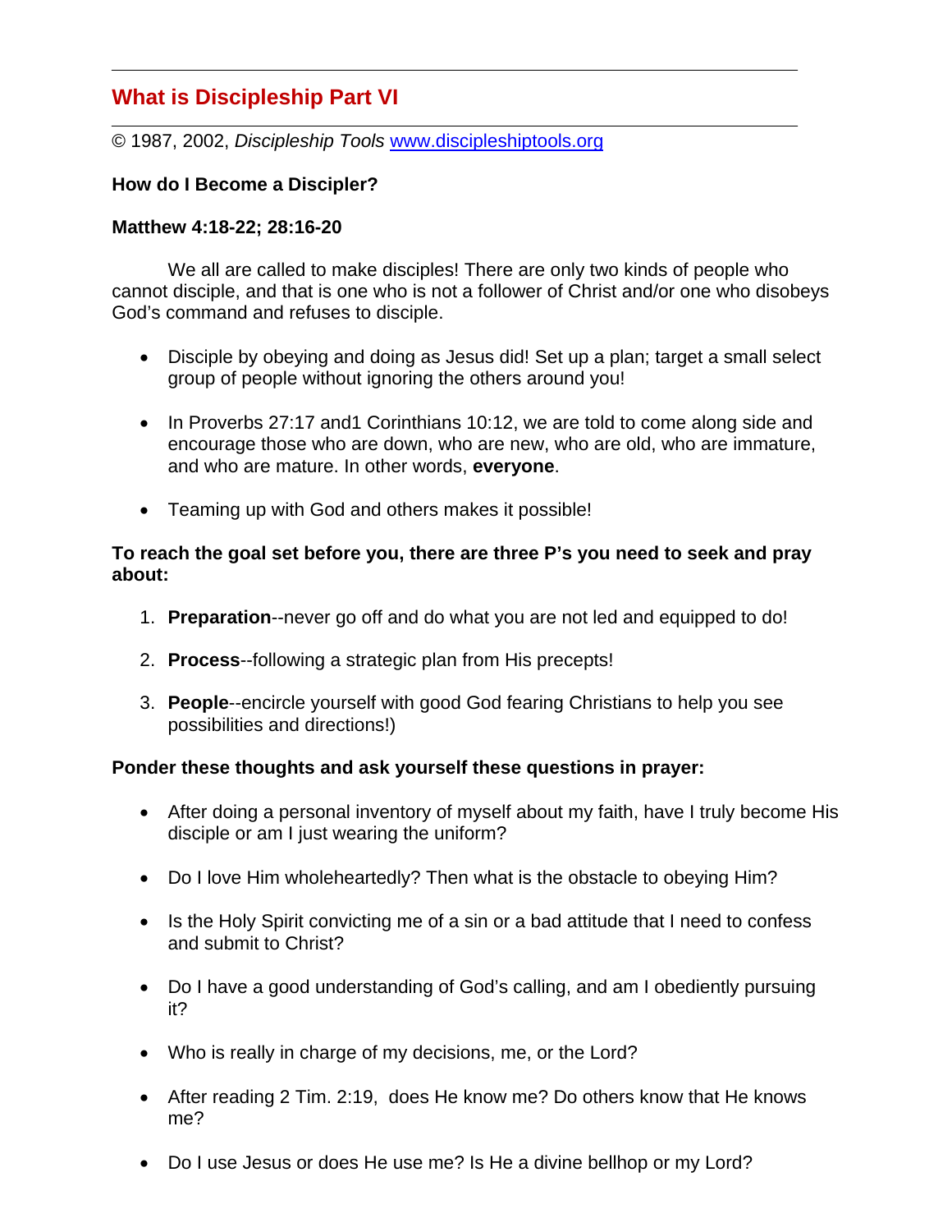# What is Discipleship Part VI

© 1987, 2002, *Discipleship Tools* [www.discipleshiptools.org](http://www.discipleshiptools.org)

**How do I Become a Discipler?**

**Matthew 4:18-22; 28:16-20**

We all are called to make disciples! There are only two kinds of people who cannot disciple, and that is one who is not a follower of Christ and/or one who disobeys God's command and refuses to disciple.

- Disciple by obeying and doing as Jesus did! Set up a plan; target a small select group of people without ignoring the others around you!
- In Proverbs 27:17 and1 Corinthians 10:12, we are told to come along side and encourage those who are down, who are new, who are old, who are immature, and who are mature. In other words, **everyone**.
- Teaming up with God and others makes it possible!

**To reach the goal set before you, there are three P's you need to seek and pray about:**

1. **Preparation**--never go off and do what you are not led and equipped to do!
2. **Process**--following a strategic plan from His precepts!
3. **People**--encircle yourself with good God fearing Christians to help you see possibilities and directions!)

**Ponder these thoughts and ask yourself these questions in prayer:**

- After doing a personal inventory of myself about my faith, have I truly become His disciple or am I just wearing the uniform?
- Do I love Him wholeheartedly? Then what is the obstacle to obeying Him?
- Is the Holy Spirit convicting me of a sin or a bad attitude that I need to confess and submit to Christ?
- Do I have a good understanding of God's calling, and am I obediently pursuing it?
- Who is really in charge of my decisions, me, or the Lord?
- After reading 2 Tim. 2:19, does He know me? Do others know that He knows me?
- Do I use Jesus or does He use me? Is He a divine bellhop or my Lord?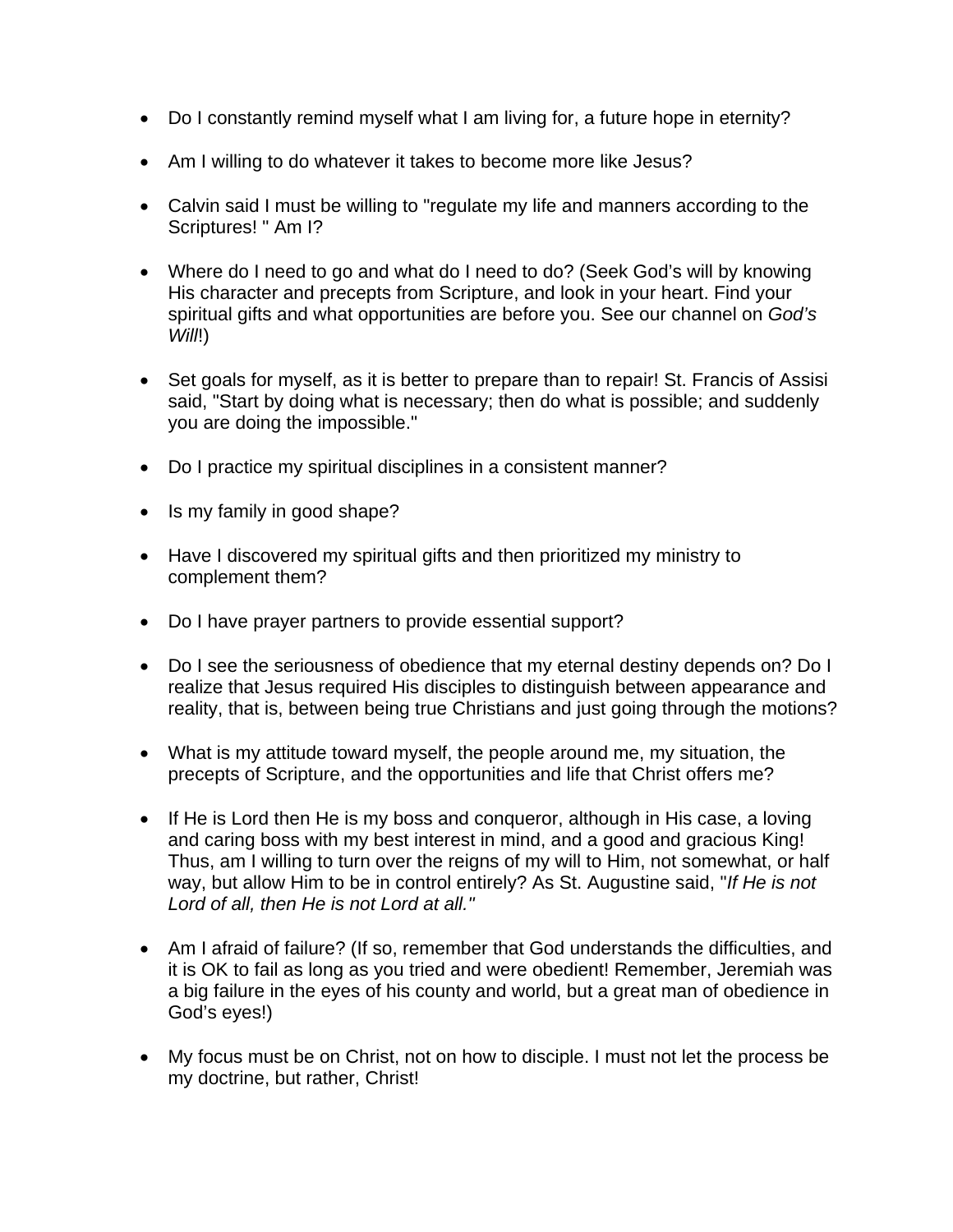- Do I constantly remind myself what I am living for, a future hope in eternity?

- Am I willing to do whatever it takes to become more like Jesus?

- Calvin said I must be willing to "regulate my life and manners according to the Scriptures! " Am I?

- Where do I need to go and what do I need to do? (Seek God's will by knowing His character and precepts from Scripture, and look in your heart. Find your spiritual gifts and what opportunities are before you. See our channel on *God's Will*!)

- Set goals for myself, as it is better to prepare than to repair! St. Francis of Assisi said, "Start by doing what is necessary; then do what is possible; and suddenly you are doing the impossible."

- Do I practice my spiritual disciplines in a consistent manner?

- Is my family in good shape?

- Have I discovered my spiritual gifts and then prioritized my ministry to complement them?

- Do I have prayer partners to provide essential support?

- Do I see the seriousness of obedience that my eternal destiny depends on? Do I realize that Jesus required His disciples to distinguish between appearance and reality, that is, between being true Christians and just going through the motions?

- What is my attitude toward myself, the people around me, my situation, the precepts of Scripture, and the opportunities and life that Christ offers me?

- If He is Lord then He is my boss and conqueror, although in His case, a loving and caring boss with my best interest in mind, and a good and gracious King! Thus, am I willing to turn over the reigns of my will to Him, not somewhat, or half way, but allow Him to be in control entirely? As St. Augustine said, "*If He is not Lord of all, then He is not Lord at all."*

- Am I afraid of failure? (If so, remember that God understands the difficulties, and it is OK to fail as long as you tried and were obedient! Remember, Jeremiah was a big failure in the eyes of his county and world, but a great man of obedience in God's eyes!)

- My focus must be on Christ, not on how to disciple. I must not let the process be my doctrine, but rather, Christ!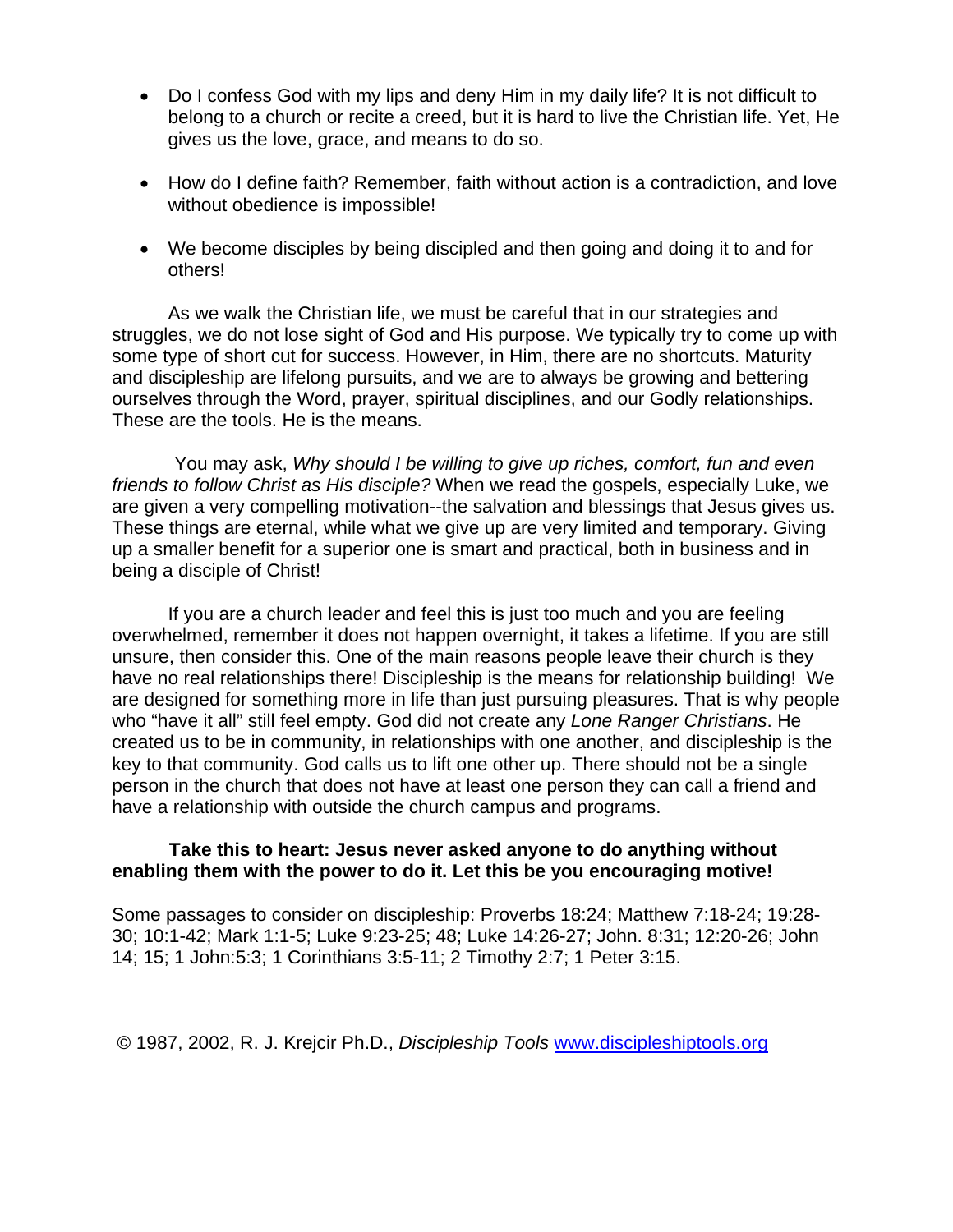- Do I confess God with my lips and deny Him in my daily life? It is not difficult to belong to a church or recite a creed, but it is hard to live the Christian life. Yet, He gives us the love, grace, and means to do so.

- How do I define faith? Remember, faith without action is a contradiction, and love without obedience is impossible!

- We become disciples by being discipled and then going and doing it to and for others!

As we walk the Christian life, we must be careful that in our strategies and struggles, we do not lose sight of God and His purpose. We typically try to come up with some type of short cut for success. However, in Him, there are no shortcuts. Maturity and discipleship are lifelong pursuits, and we are to always be growing and bettering ourselves through the Word, prayer, spiritual disciplines, and our Godly relationships. These are the tools. He is the means.

You may ask, *Why should I be willing to give up riches, comfort, fun and even friends to follow Christ as His disciple?* When we read the gospels, especially Luke, we are given a very compelling motivation--the salvation and blessings that Jesus gives us. These things are eternal, while what we give up are very limited and temporary. Giving up a smaller benefit for a superior one is smart and practical, both in business and in being a disciple of Christ!

If you are a church leader and feel this is just too much and you are feeling overwhelmed, remember it does not happen overnight, it takes a lifetime. If you are still unsure, then consider this. One of the main reasons people leave their church is they have no real relationships there! Discipleship is the means for relationship building! We are designed for something more in life than just pursuing pleasures. That is why people who "have it all" still feel empty. God did not create any *Lone Ranger Christians*. He created us to be in community, in relationships with one another, and discipleship is the key to that community. God calls us to lift one other up. There should not be a single person in the church that does not have at least one person they can call a friend and have a relationship with outside the church campus and programs.

**Take this to heart: Jesus never asked anyone to do anything without enabling them with the power to do it. Let this be you encouraging motive!**

Some passages to consider on discipleship: Proverbs 18:24; Matthew 7:18-24; 19:28-30; 10:1-42; Mark 1:1-5; Luke 9:23-25; 48; Luke 14:26-27; John. 8:31; 12:20-26; John 14; 15; 1 John:5:3; 1 Corinthians 3:5-11; 2 Timothy 2:7; 1 Peter 3:15.

© 1987, 2002, R. J. Krejcir Ph.D., *Discipleship Tools* [www.discipleshiptools.org](http://www.discipleshiptools.org)